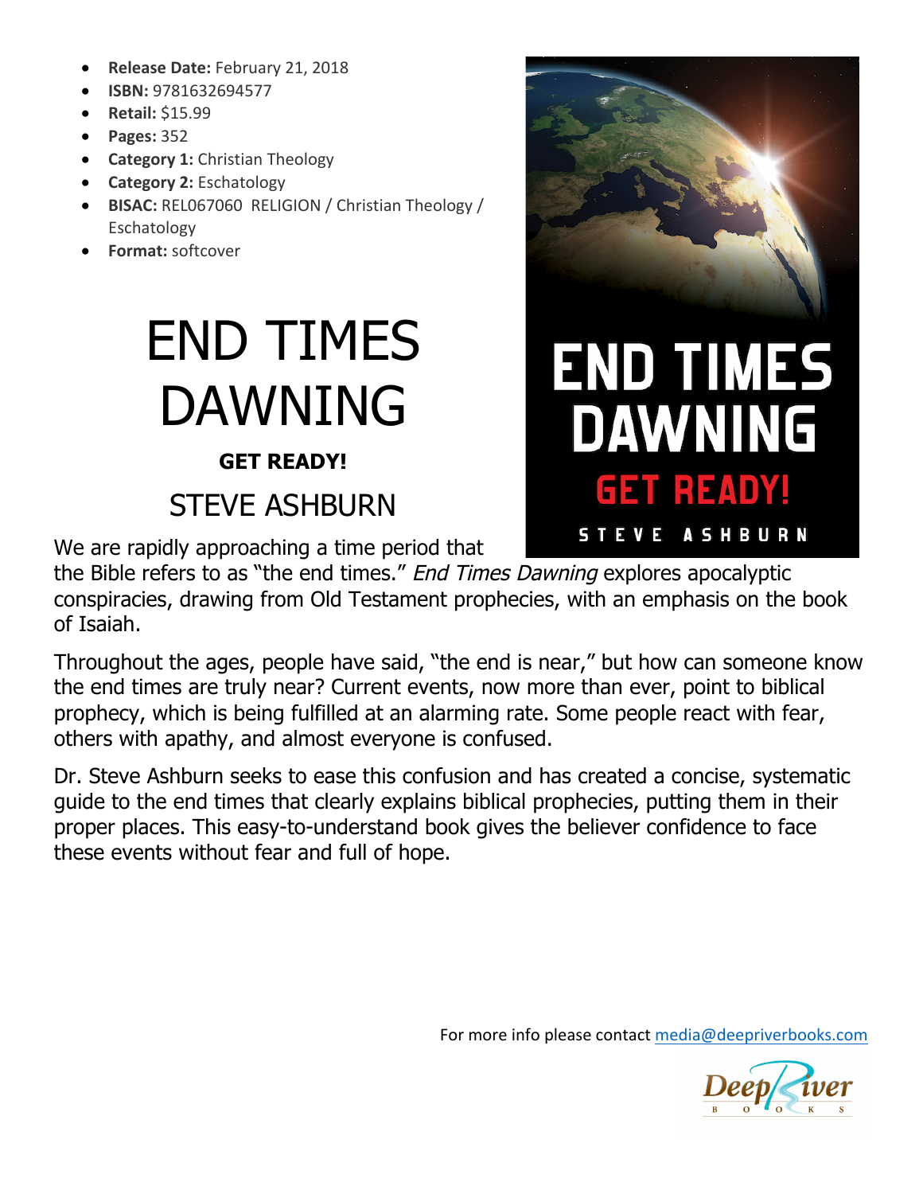- **Release Date:** February 21, 2018
- **ISBN:** 9781632694577
- **Retail:** $15.99
- **Pages:** 352
- **Category 1:** Christian Theology
- **Category 2:** Eschatology
- **BISAC:** REL067060 RELIGION / Christian Theology / Eschatology
- **Format:** softcover

# END TIMES DAWNING

**GET READY!**

## STEVE ASHBURN

We are rapidly approaching a time period that the Bible refers to as "the end times." *End Times Dawning* explores apocalyptic conspiracies, drawing from Old Testament prophecies, with an emphasis on the book of Isaiah.

Throughout the ages, people have said, "the end is near," but how can someone know the end times are truly near? Current events, now more than ever, point to biblical prophecy, which is being fulfilled at an alarming rate. Some people react with fear, others with apathy, and almost everyone is confused.

Dr. Steve Ashburn seeks to ease this confusion and has created a concise, systematic guide to the end times that clearly explains biblical prophecies, putting them in their proper places. This easy-to-understand book gives the believer confidence to face these events without fear and full of hope.

For more info please contact media@deepriverbooks.com

Deep River BOOKS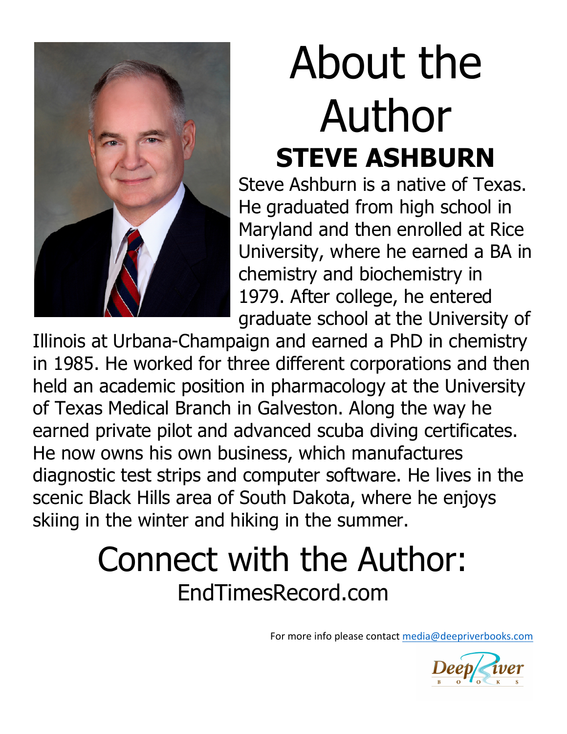# About the Author

## STEVE ASHBURN

Steve Ashburn is a native of Texas. He graduated from high school in Maryland and then enrolled at Rice University, where he earned a BA in chemistry and biochemistry in 1979. After college, he entered graduate school at the University of Illinois at Urbana-Champaign and earned a PhD in chemistry in 1985. He worked for three different corporations and then held an academic position in pharmacology at the University of Texas Medical Branch in Galveston. Along the way he earned private pilot and advanced scuba diving certificates. He now owns his own business, which manufactures diagnostic test strips and computer software. He lives in the scenic Black Hills area of South Dakota, where he enjoys skiing in the winter and hiking in the summer.

## Connect with the Author:

EndTimesRecord.com

For more info please contact media@deepriverbooks.com

Deep River Books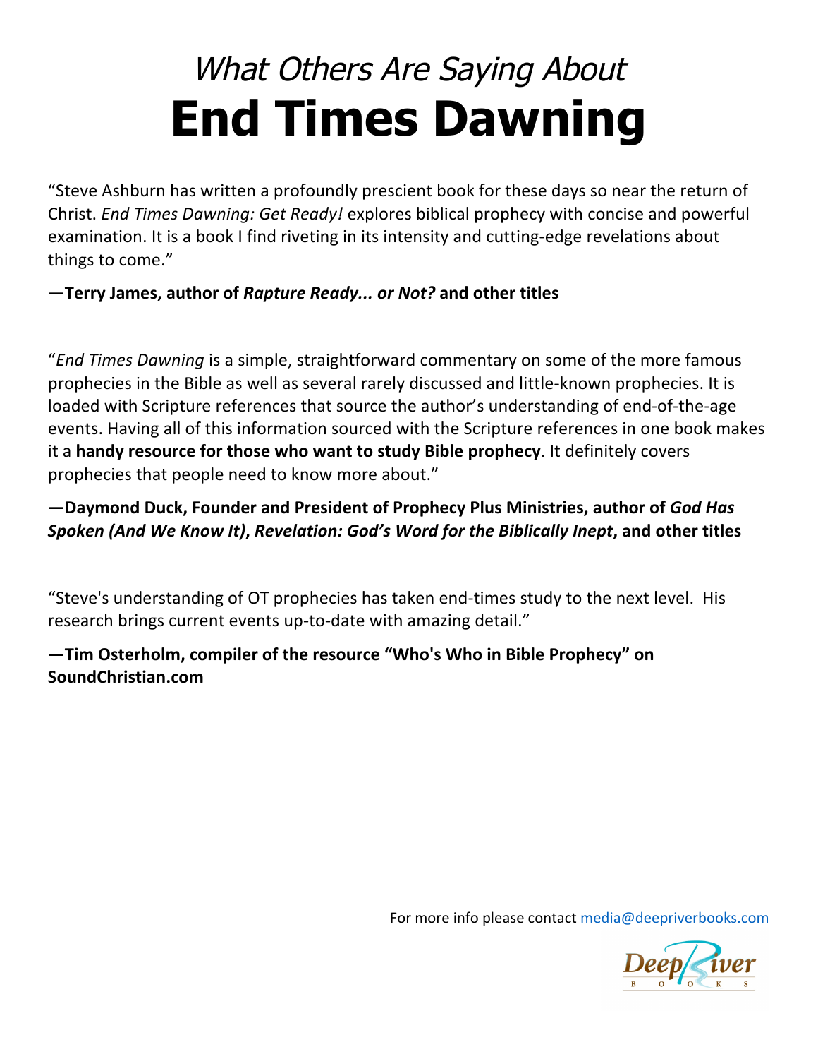# *What Others Are Saying About* End Times Dawning

"Steve Ashburn has written a profoundly prescient book for these days so near the return of Christ. *End Times Dawning: Get Ready!* explores biblical prophecy with concise and powerful examination. It is a book I find riveting in its intensity and cutting-edge revelations about things to come."

**—Terry James, author of *Rapture Ready... or Not?* and other titles**

"*End Times Dawning* is a simple, straightforward commentary on some of the more famous prophecies in the Bible as well as several rarely discussed and little-known prophecies. It is loaded with Scripture references that source the author's understanding of end-of-the-age events. Having all of this information sourced with the Scripture references in one book makes it a **handy resource for those who want to study Bible prophecy**. It definitely covers prophecies that people need to know more about."

**—Daymond Duck, Founder and President of Prophecy Plus Ministries, author of *God Has Spoken (And We Know It)*, *Revelation: God's Word for the Biblically Inept*, and other titles**

"Steve's understanding of OT prophecies has taken end-times study to the next level. His research brings current events up-to-date with amazing detail."

**—Tim Osterholm, compiler of the resource "Who's Who in Bible Prophecy" on SoundChristian.com**

For more info please contact media@deepriverbooks.com

Deep River BOOKS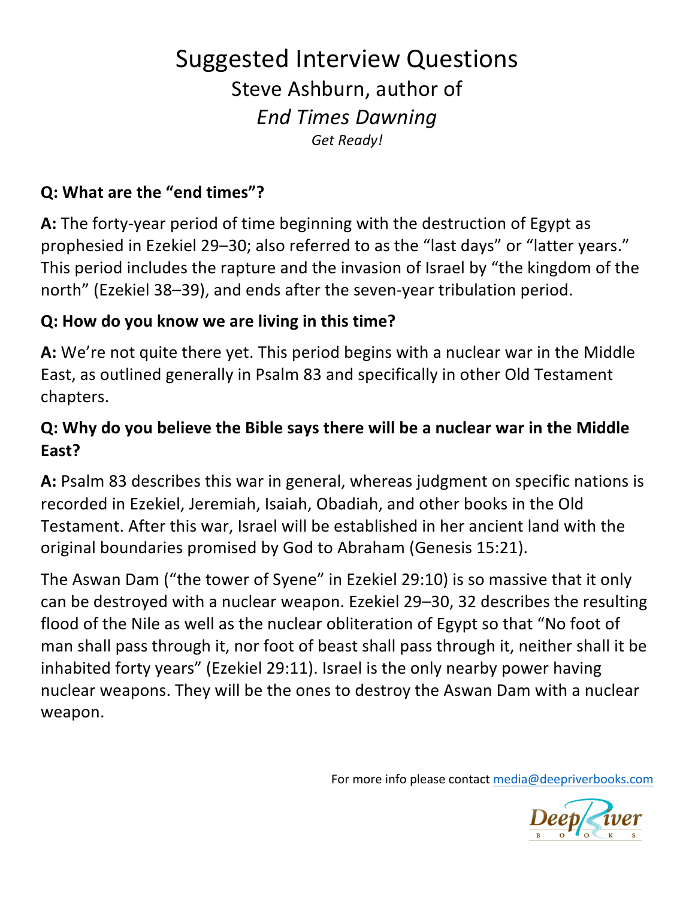# Suggested Interview Questions

## Steve Ashburn, author of *End Times Dawning*

*Get Ready!*

**Q: What are the "end times"?**

**A:** The forty-year period of time beginning with the destruction of Egypt as prophesied in Ezekiel 29–30; also referred to as the "last days" or "latter years." This period includes the rapture and the invasion of Israel by "the kingdom of the north" (Ezekiel 38–39), and ends after the seven-year tribulation period.

**Q: How do you know we are living in this time?**

**A:** We're not quite there yet. This period begins with a nuclear war in the Middle East, as outlined generally in Psalm 83 and specifically in other Old Testament chapters.

**Q: Why do you believe the Bible says there will be a nuclear war in the Middle East?**

**A:** Psalm 83 describes this war in general, whereas judgment on specific nations is recorded in Ezekiel, Jeremiah, Isaiah, Obadiah, and other books in the Old Testament. After this war, Israel will be established in her ancient land with the original boundaries promised by God to Abraham (Genesis 15:21).

The Aswan Dam ("the tower of Syene" in Ezekiel 29:10) is so massive that it only can be destroyed with a nuclear weapon. Ezekiel 29–30, 32 describes the resulting flood of the Nile as well as the nuclear obliteration of Egypt so that "No foot of man shall pass through it, nor foot of beast shall pass through it, neither shall it be inhabited forty years" (Ezekiel 29:11). Israel is the only nearby power having nuclear weapons. They will be the ones to destroy the Aswan Dam with a nuclear weapon.

For more info please contact media@deepriverbooks.com

Deep River Books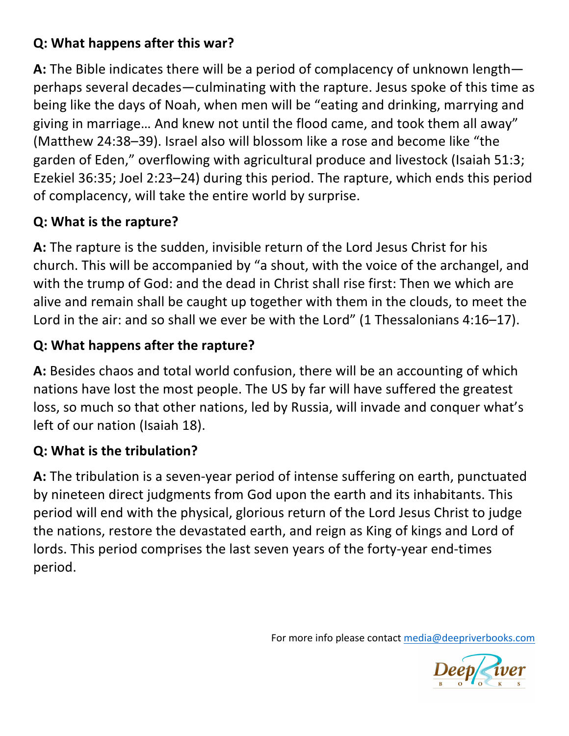**Q: What happens after this war?**

**A:** The Bible indicates there will be a period of complacency of unknown length—perhaps several decades—culminating with the rapture. Jesus spoke of this time as being like the days of Noah, when men will be "eating and drinking, marrying and giving in marriage… And knew not until the flood came, and took them all away" (Matthew 24:38–39). Israel also will blossom like a rose and become like "the garden of Eden," overflowing with agricultural produce and livestock (Isaiah 51:3; Ezekiel 36:35; Joel 2:23–24) during this period. The rapture, which ends this period of complacency, will take the entire world by surprise.

**Q: What is the rapture?**

**A:** The rapture is the sudden, invisible return of the Lord Jesus Christ for his church. This will be accompanied by "a shout, with the voice of the archangel, and with the trump of God: and the dead in Christ shall rise first: Then we which are alive and remain shall be caught up together with them in the clouds, to meet the Lord in the air: and so shall we ever be with the Lord" (1 Thessalonians 4:16–17).

**Q: What happens after the rapture?**

**A:** Besides chaos and total world confusion, there will be an accounting of which nations have lost the most people. The US by far will have suffered the greatest loss, so much so that other nations, led by Russia, will invade and conquer what's left of our nation (Isaiah 18).

**Q: What is the tribulation?**

**A:** The tribulation is a seven-year period of intense suffering on earth, punctuated by nineteen direct judgments from God upon the earth and its inhabitants. This period will end with the physical, glorious return of the Lord Jesus Christ to judge the nations, restore the devastated earth, and reign as King of kings and Lord of lords. This period comprises the last seven years of the forty-year end-times period.

For more info please contact media@deepriverbooks.com

Deep River BOOKS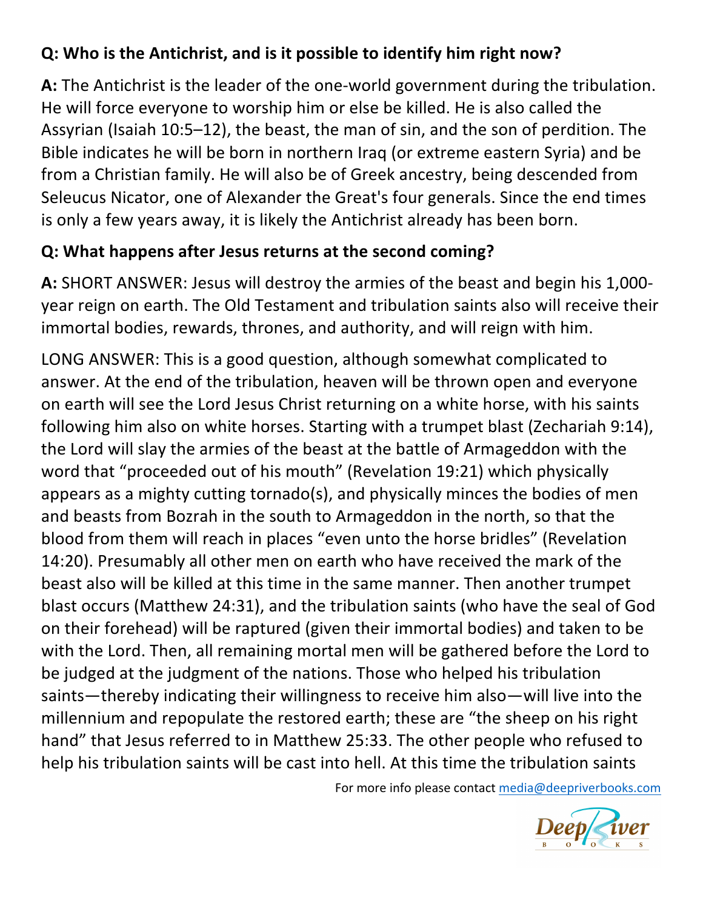**Q: Who is the Antichrist, and is it possible to identify him right now?**

**A:** The Antichrist is the leader of the one-world government during the tribulation. He will force everyone to worship him or else be killed. He is also called the Assyrian (Isaiah 10:5–12), the beast, the man of sin, and the son of perdition. The Bible indicates he will be born in northern Iraq (or extreme eastern Syria) and be from a Christian family. He will also be of Greek ancestry, being descended from Seleucus Nicator, one of Alexander the Great's four generals. Since the end times is only a few years away, it is likely the Antichrist already has been born.

**Q: What happens after Jesus returns at the second coming?**

**A:** SHORT ANSWER: Jesus will destroy the armies of the beast and begin his 1,000-year reign on earth. The Old Testament and tribulation saints also will receive their immortal bodies, rewards, thrones, and authority, and will reign with him.

LONG ANSWER: This is a good question, although somewhat complicated to answer. At the end of the tribulation, heaven will be thrown open and everyone on earth will see the Lord Jesus Christ returning on a white horse, with his saints following him also on white horses. Starting with a trumpet blast (Zechariah 9:14), the Lord will slay the armies of the beast at the battle of Armageddon with the word that "proceeded out of his mouth" (Revelation 19:21) which physically appears as a mighty cutting tornado(s), and physically minces the bodies of men and beasts from Bozrah in the south to Armageddon in the north, so that the blood from them will reach in places "even unto the horse bridles" (Revelation 14:20). Presumably all other men on earth who have received the mark of the beast also will be killed at this time in the same manner. Then another trumpet blast occurs (Matthew 24:31), and the tribulation saints (who have the seal of God on their forehead) will be raptured (given their immortal bodies) and taken to be with the Lord. Then, all remaining mortal men will be gathered before the Lord to be judged at the judgment of the nations. Those who helped his tribulation saints—thereby indicating their willingness to receive him also—will live into the millennium and repopulate the restored earth; these are "the sheep on his right hand" that Jesus referred to in Matthew 25:33. The other people who refused to help his tribulation saints will be cast into hell. At this time the tribulation saints

For more info please contact media@deepriverbooks.com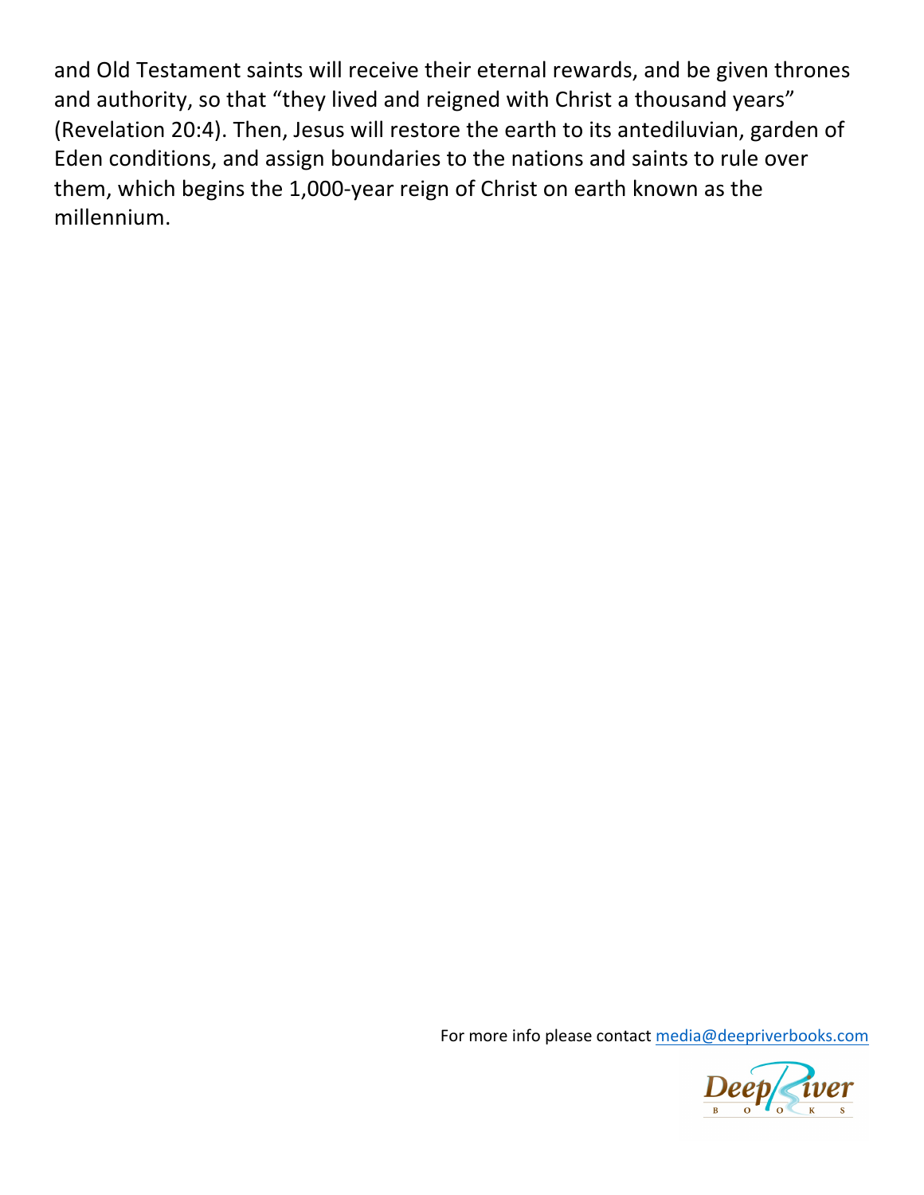and Old Testament saints will receive their eternal rewards, and be given thrones and authority, so that "they lived and reigned with Christ a thousand years" (Revelation 20:4). Then, Jesus will restore the earth to its antediluvian, garden of Eden conditions, and assign boundaries to the nations and saints to rule over them, which begins the 1,000-year reign of Christ on earth known as the millennium.

For more info please contact media@deepriverbooks.com

Deep River
B O O K S